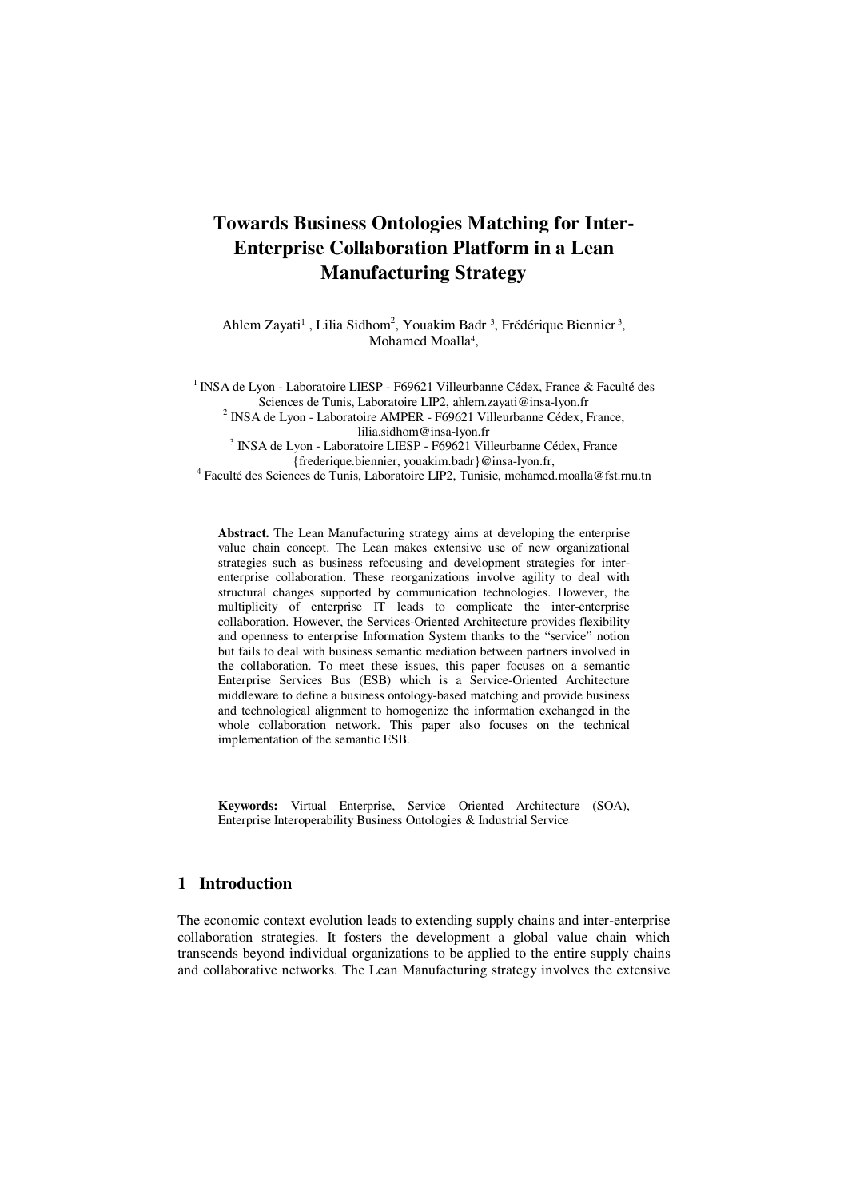# Towards Business Ontologies Matching for Inter-Enterprise Collaboration Platform in a Lean Manufacturing Strategy

Ahlem Zayati[1] , Lilia Sidhom[2], Youakim Badr [3], Frédérique Biennier [3], Mohamed Moalla[4],

[1] INSA de Lyon - Laboratoire LIESP - F69621 Villeurbanne Cédex, France & Faculté des Sciences de Tunis, Laboratoire LIP2, ahlem.zayati@insa-lyon.fr
[2] INSA de Lyon - Laboratoire AMPER - F69621 Villeurbanne Cédex, France, lilia.sidhom@insa-lyon.fr
[3] INSA de Lyon - Laboratoire LIESP - F69621 Villeurbanne Cédex, France {frederique.biennier, youakim.badr}@insa-lyon.fr,
[4] Faculté des Sciences de Tunis, Laboratoire LIP2, Tunisie, mohamed.moalla@fst.rnu.tn

**Abstract.** The Lean Manufacturing strategy aims at developing the enterprise value chain concept. The Lean makes extensive use of new organizational strategies such as business refocusing and development strategies for inter-enterprise collaboration. These reorganizations involve agility to deal with structural changes supported by communication technologies. However, the multiplicity of enterprise IT leads to complicate the inter-enterprise collaboration. However, the Services-Oriented Architecture provides flexibility and openness to enterprise Information System thanks to the "service" notion but fails to deal with business semantic mediation between partners involved in the collaboration. To meet these issues, this paper focuses on a semantic Enterprise Services Bus (ESB) which is a Service-Oriented Architecture middleware to define a business ontology-based matching and provide business and technological alignment to homogenize the information exchanged in the whole collaboration network. This paper also focuses on the technical implementation of the semantic ESB.

**Keywords:** Virtual Enterprise, Service Oriented Architecture (SOA), Enterprise Interoperability Business Ontologies & Industrial Service

## 1 Introduction

The economic context evolution leads to extending supply chains and inter-enterprise collaboration strategies. It fosters the development a global value chain which transcends beyond individual organizations to be applied to the entire supply chains and collaborative networks. The Lean Manufacturing strategy involves the extensive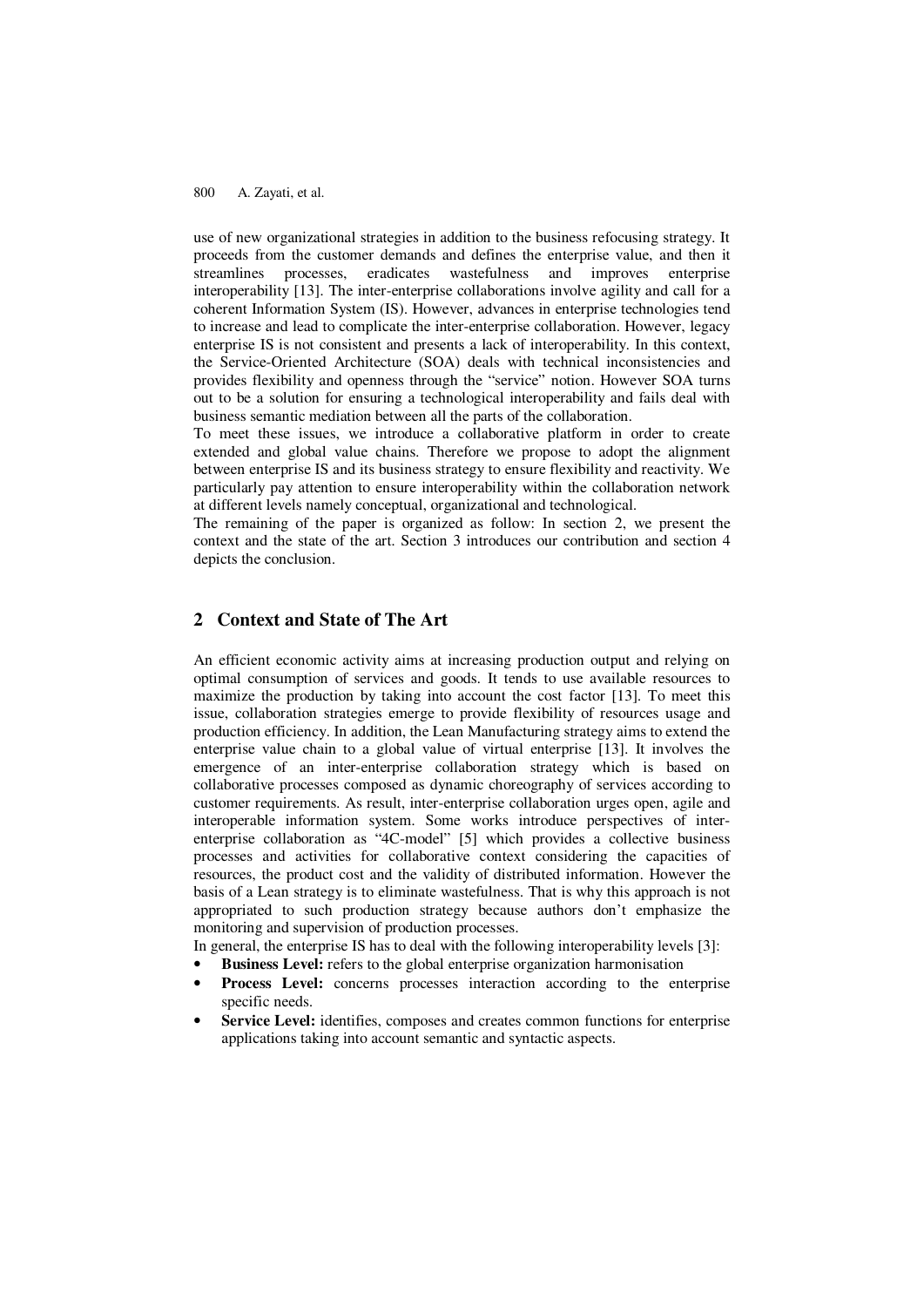use of new organizational strategies in addition to the business refocusing strategy. It proceeds from the customer demands and defines the enterprise value, and then it streamlines processes, eradicates wastefulness and improves enterprise interoperability [13]. The inter-enterprise collaborations involve agility and call for a coherent Information System (IS). However, advances in enterprise technologies tend to increase and lead to complicate the inter-enterprise collaboration. However, legacy enterprise IS is not consistent and presents a lack of interoperability. In this context, the Service-Oriented Architecture (SOA) deals with technical inconsistencies and provides flexibility and openness through the "service" notion. However SOA turns out to be a solution for ensuring a technological interoperability and fails deal with business semantic mediation between all the parts of the collaboration.

To meet these issues, we introduce a collaborative platform in order to create extended and global value chains. Therefore we propose to adopt the alignment between enterprise IS and its business strategy to ensure flexibility and reactivity. We particularly pay attention to ensure interoperability within the collaboration network at different levels namely conceptual, organizational and technological.

The remaining of the paper is organized as follow: In section 2, we present the context and the state of the art. Section 3 introduces our contribution and section 4 depicts the conclusion.

## 2 Context and State of The Art

An efficient economic activity aims at increasing production output and relying on optimal consumption of services and goods. It tends to use available resources to maximize the production by taking into account the cost factor [13]. To meet this issue, collaboration strategies emerge to provide flexibility of resources usage and production efficiency. In addition, the Lean Manufacturing strategy aims to extend the enterprise value chain to a global value of virtual enterprise [13]. It involves the emergence of an inter-enterprise collaboration strategy which is based on collaborative processes composed as dynamic choreography of services according to customer requirements. As result, inter-enterprise collaboration urges open, agile and interoperable information system. Some works introduce perspectives of inter-enterprise collaboration as "4C-model" [5] which provides a collective business processes and activities for collaborative context considering the capacities of resources, the product cost and the validity of distributed information. However the basis of a Lean strategy is to eliminate wastefulness. That is why this approach is not appropriated to such production strategy because authors don't emphasize the monitoring and supervision of production processes.

In general, the enterprise IS has to deal with the following interoperability levels [3]:

- **Business Level:** refers to the global enterprise organization harmonisation
- **Process Level:** concerns processes interaction according to the enterprise specific needs.
- **Service Level:** identifies, composes and creates common functions for enterprise applications taking into account semantic and syntactic aspects.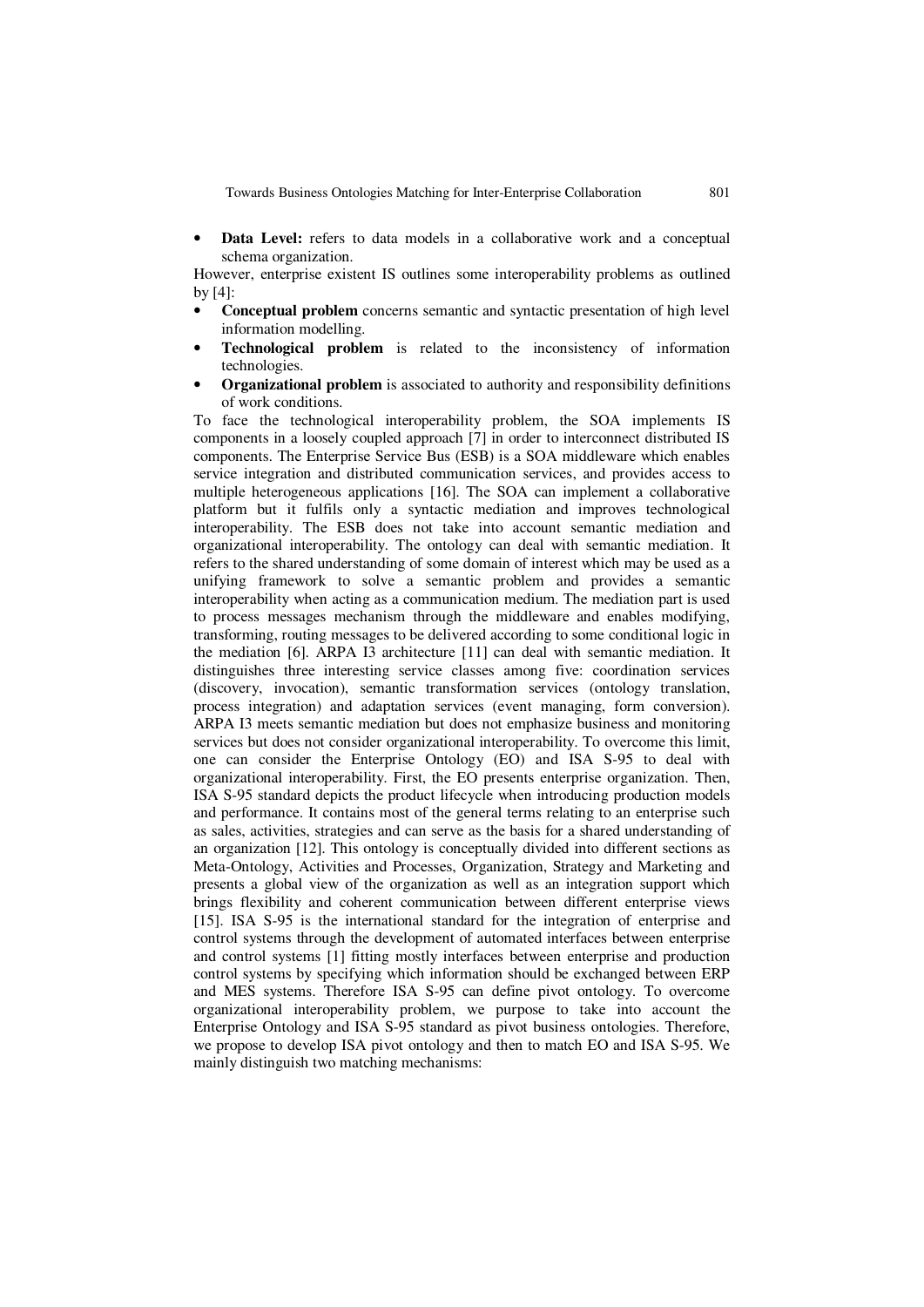- **Data Level:** refers to data models in a collaborative work and a conceptual schema organization.

However, enterprise existent IS outlines some interoperability problems as outlined by [4]:

- **Conceptual problem** concerns semantic and syntactic presentation of high level information modelling.
- **Technological problem** is related to the inconsistency of information technologies.
- **Organizational problem** is associated to authority and responsibility definitions of work conditions.

To face the technological interoperability problem, the SOA implements IS components in a loosely coupled approach [7] in order to interconnect distributed IS components. The Enterprise Service Bus (ESB) is a SOA middleware which enables service integration and distributed communication services, and provides access to multiple heterogeneous applications [16]. The SOA can implement a collaborative platform but it fulfils only a syntactic mediation and improves technological interoperability. The ESB does not take into account semantic mediation and organizational interoperability. The ontology can deal with semantic mediation. It refers to the shared understanding of some domain of interest which may be used as a unifying framework to solve a semantic problem and provides a semantic interoperability when acting as a communication medium. The mediation part is used to process messages mechanism through the middleware and enables modifying, transforming, routing messages to be delivered according to some conditional logic in the mediation [6]. ARPA I3 architecture [11] can deal with semantic mediation. It distinguishes three interesting service classes among five: coordination services (discovery, invocation), semantic transformation services (ontology translation, process integration) and adaptation services (event managing, form conversion). ARPA I3 meets semantic mediation but does not emphasize business and monitoring services but does not consider organizational interoperability. To overcome this limit, one can consider the Enterprise Ontology (EO) and ISA S-95 to deal with organizational interoperability. First, the EO presents enterprise organization. Then, ISA S-95 standard depicts the product lifecycle when introducing production models and performance. It contains most of the general terms relating to an enterprise such as sales, activities, strategies and can serve as the basis for a shared understanding of an organization [12]. This ontology is conceptually divided into different sections as Meta-Ontology, Activities and Processes, Organization, Strategy and Marketing and presents a global view of the organization as well as an integration support which brings flexibility and coherent communication between different enterprise views [15]. ISA S-95 is the international standard for the integration of enterprise and control systems through the development of automated interfaces between enterprise and control systems [1] fitting mostly interfaces between enterprise and production control systems by specifying which information should be exchanged between ERP and MES systems. Therefore ISA S-95 can define pivot ontology. To overcome organizational interoperability problem, we purpose to take into account the Enterprise Ontology and ISA S-95 standard as pivot business ontologies. Therefore, we propose to develop ISA pivot ontology and then to match EO and ISA S-95. We mainly distinguish two matching mechanisms: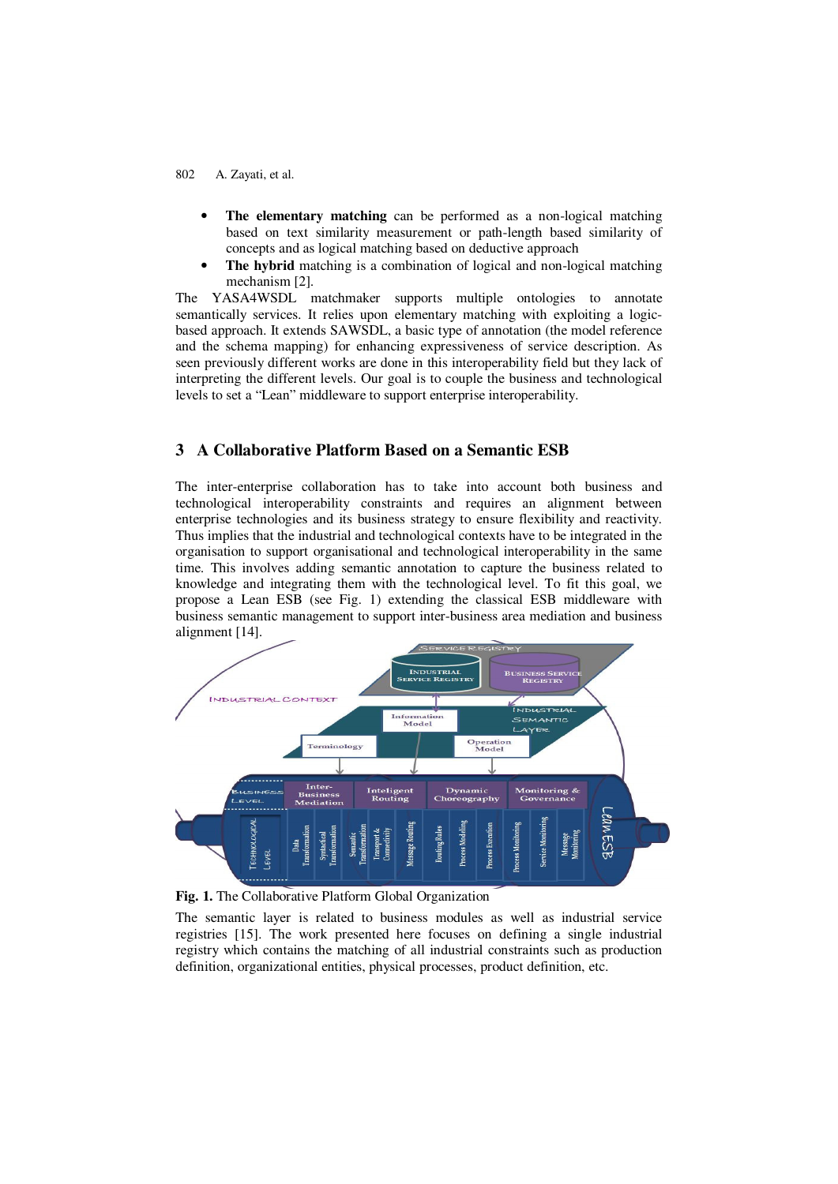- **The elementary matching** can be performed as a non-logical matching based on text similarity measurement or path-length based similarity of concepts and as logical matching based on deductive approach
- **The hybrid** matching is a combination of logical and non-logical matching mechanism [2].

The YASA4WSDL matchmaker supports multiple ontologies to annotate semantically services. It relies upon elementary matching with exploiting a logic-based approach. It extends SAWSDL, a basic type of annotation (the model reference and the schema mapping) for enhancing expressiveness of service description. As seen previously different works are done in this interoperability field but they lack of interpreting the different levels. Our goal is to couple the business and technological levels to set a "Lean" middleware to support enterprise interoperability.

## 3 A Collaborative Platform Based on a Semantic ESB

The inter-enterprise collaboration has to take into account both business and technological interoperability constraints and requires an alignment between enterprise technologies and its business strategy to ensure flexibility and reactivity. Thus implies that the industrial and technological contexts have to be integrated in the organisation to support organisational and technological interoperability in the same time. This involves adding semantic annotation to capture the business related to knowledge and integrating them with the technological level. To fit this goal, we propose a Lean ESB (see Fig. 1) extending the classical ESB middleware with business semantic management to support inter-business area mediation and business alignment [14].

**Fig. 1.** The Collaborative Platform Global Organization

The semantic layer is related to business modules as well as industrial service registries [15]. The work presented here focuses on defining a single industrial registry which contains the matching of all industrial constraints such as production definition, organizational entities, physical processes, product definition, etc.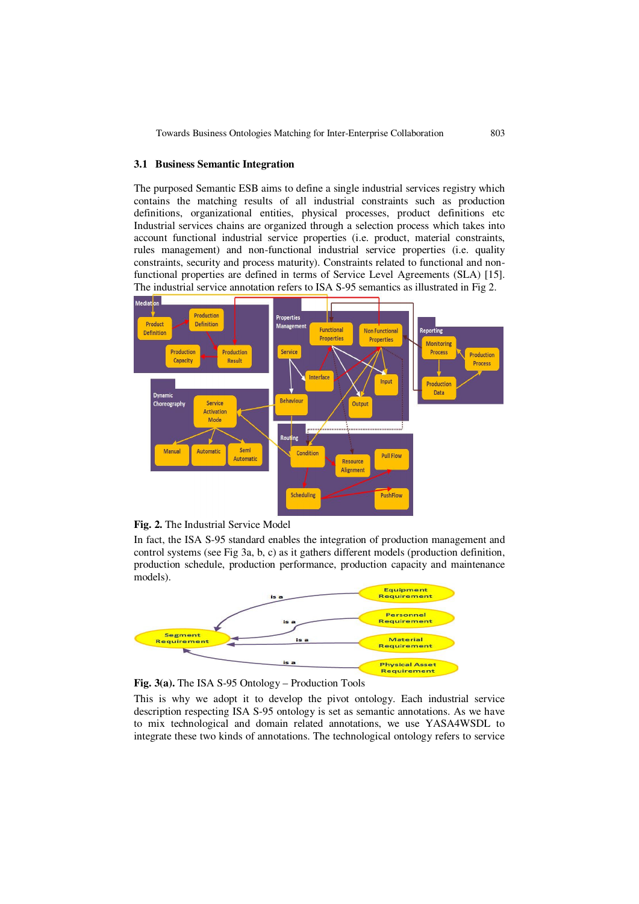## 3.1 Business Semantic Integration

The purposed Semantic ESB aims to define a single industrial services registry which contains the matching results of all industrial constraints such as production definitions, organizational entities, physical processes, product definitions etc Industrial services chains are organized through a selection process which takes into account functional industrial service properties (i.e. product, material constraints, rules management) and non-functional industrial service properties (i.e. quality constraints, security and process maturity). Constraints related to functional and non-functional properties are defined in terms of Service Level Agreements (SLA) [15]. The industrial service annotation refers to ISA S-95 semantics as illustrated in Fig 2.

**Fig. 2.** The Industrial Service Model

In fact, the ISA S-95 standard enables the integration of production management and control systems (see Fig 3a, b, c) as it gathers different models (production definition, production schedule, production performance, production capacity and maintenance models).

**Fig. 3(a).** The ISA S-95 Ontology – Production Tools

This is why we adopt it to develop the pivot ontology. Each industrial service description respecting ISA S-95 ontology is set as semantic annotations. As we have to mix technological and domain related annotations, we use YASA4WSDL to integrate these two kinds of annotations. The technological ontology refers to service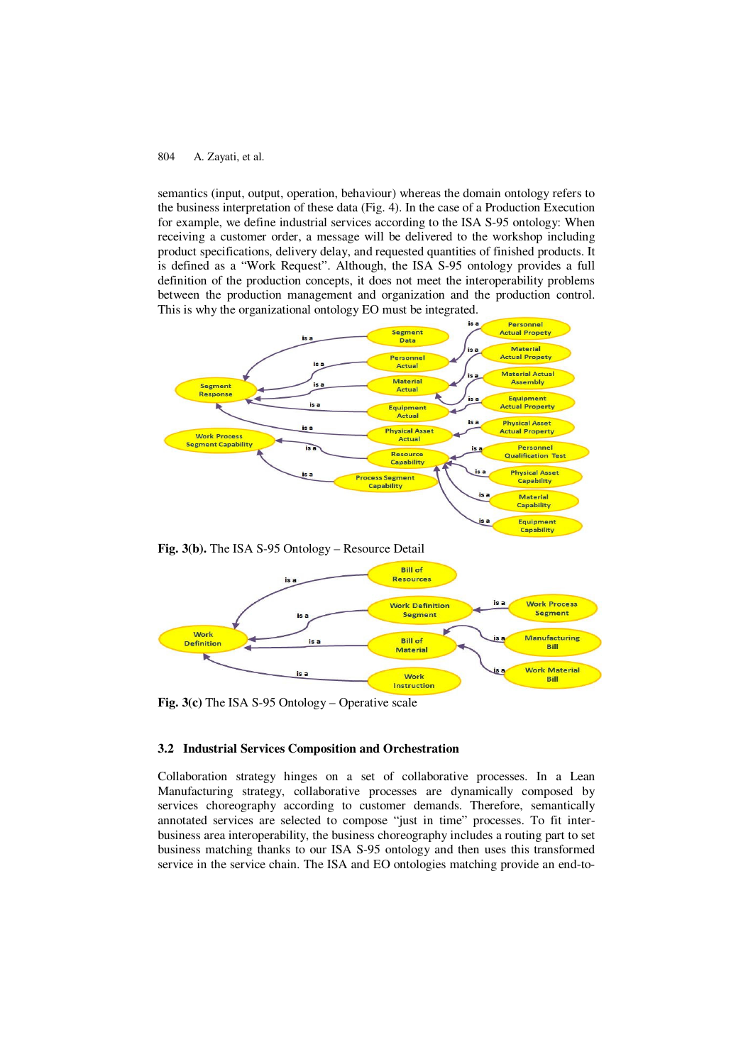semantics (input, output, operation, behaviour) whereas the domain ontology refers to the business interpretation of these data (Fig. 4). In the case of a Production Execution for example, we define industrial services according to the ISA S-95 ontology: When receiving a customer order, a message will be delivered to the workshop including product specifications, delivery delay, and requested quantities of finished products. It is defined as a "Work Request". Although, the ISA S-95 ontology provides a full definition of the production concepts, it does not meet the interoperability problems between the production management and organization and the production control. This is why the organizational ontology EO must be integrated.

**Fig. 3(b).** The ISA S-95 Ontology – Resource Detail

**Fig. 3(c)** The ISA S-95 Ontology – Operative scale

### 3.2 Industrial Services Composition and Orchestration

Collaboration strategy hinges on a set of collaborative processes. In a Lean Manufacturing strategy, collaborative processes are dynamically composed by services choreography according to customer demands. Therefore, semantically annotated services are selected to compose "just in time" processes. To fit inter-business area interoperability, the business choreography includes a routing part to set business matching thanks to our ISA S-95 ontology and then uses this transformed service in the service chain. The ISA and EO ontologies matching provide an end-to-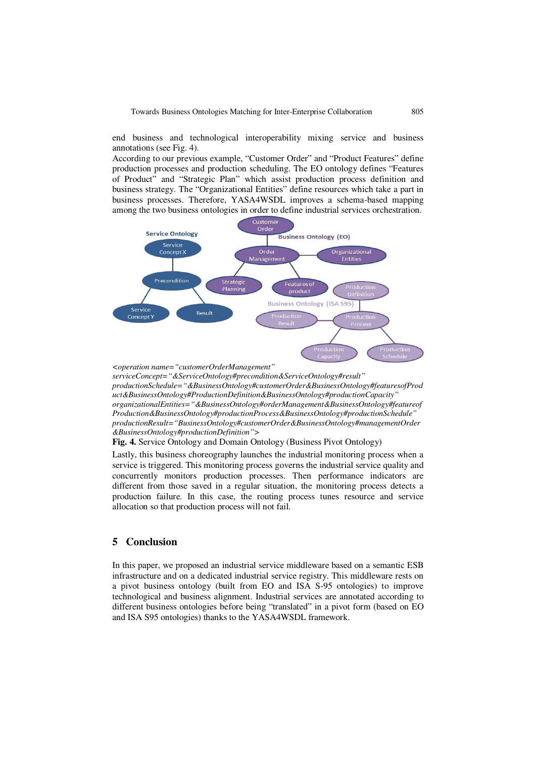end business and technological interoperability mixing service and business annotations (see Fig. 4).

According to our previous example, "Customer Order" and "Product Features" define production processes and production scheduling. The EO ontology defines "Features of Product" and "Strategic Plan" which assist production process definition and business strategy. The "Organizational Entities" define resources which take a part in business processes. Therefore, YASA4WSDL improves a schema-based mapping among the two business ontologies in order to define industrial services orchestration.

*<operation name="customerOrderManagement" serviceConcept="&ServiceOntology#precondition&ServiceOntology#result" productionSchedule="&BusinessOntology#customerOrder&BusinessOntology#featuresofProduct&BusinessOntology#ProductionDefinition&BusinessOntology#productionCapacity" organizationalEntities="&BusinessOntology#orderManagement&BusinessOntology#featureofProduction&BusinessOntology#productionProcess&BusinessOntology#productionSchedule" productionResult="BusinessOntology#customerOrder&BusinessOntology#managementOrder &BusinessOntology#productionDefinition">*

**Fig. 4.** Service Ontology and Domain Ontology (Business Pivot Ontology)

Lastly, this business choreography launches the industrial monitoring process when a service is triggered. This monitoring process governs the industrial service quality and concurrently monitors production processes. Then performance indicators are different from those saved in a regular situation, the monitoring process detects a production failure. In this case, the routing process tunes resource and service allocation so that production process will not fail.

## 5 Conclusion

In this paper, we proposed an industrial service middleware based on a semantic ESB infrastructure and on a dedicated industrial service registry. This middleware rests on a pivot business ontology (built from EO and ISA S-95 ontologies) to improve technological and business alignment. Industrial services are annotated according to different business ontologies before being "translated" in a pivot form (based on EO and ISA S95 ontologies) thanks to the YASA4WSDL framework.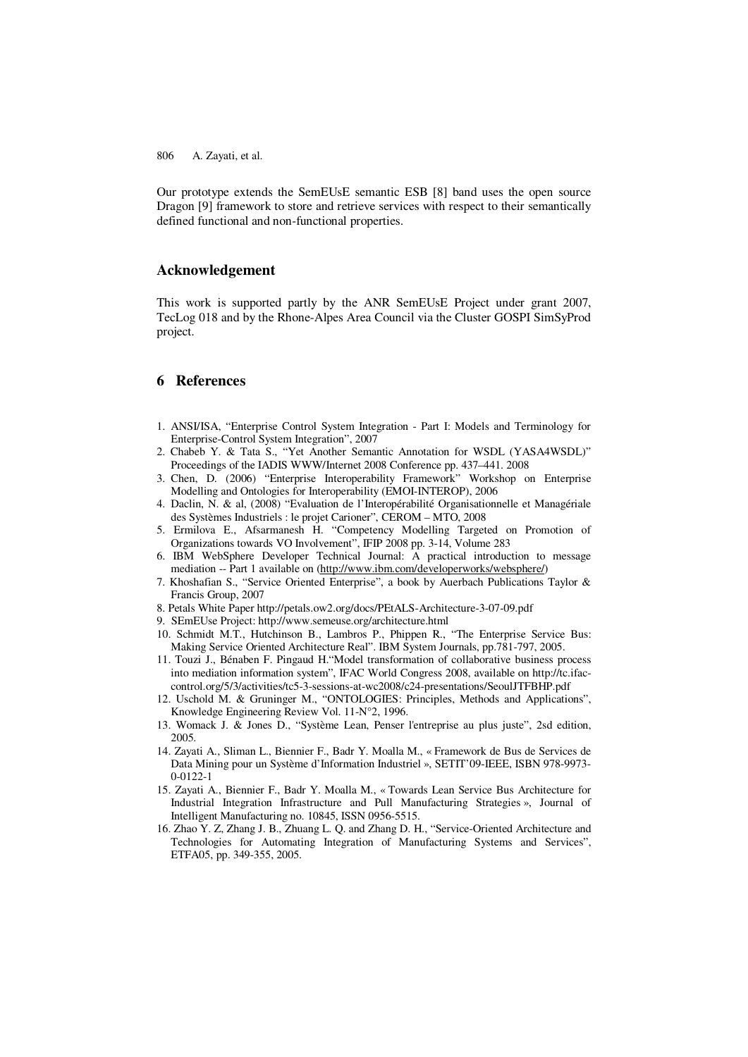Our prototype extends the SemEUsE semantic ESB [8] band uses the open source Dragon [9] framework to store and retrieve services with respect to their semantically defined functional and non-functional properties.

## Acknowledgement

This work is supported partly by the ANR SemEUsE Project under grant 2007, TecLog 018 and by the Rhone-Alpes Area Council via the Cluster GOSPI SimSyProd project.

## 6 References

1. ANSI/ISA, "Enterprise Control System Integration - Part I: Models and Terminology for Enterprise-Control System Integration", 2007
2. Chabeb Y. & Tata S., "Yet Another Semantic Annotation for WSDL (YASA4WSDL)" Proceedings of the IADIS WWW/Internet 2008 Conference pp. 437–441. 2008
3. Chen, D. (2006) "Enterprise Interoperability Framework" Workshop on Enterprise Modelling and Ontologies for Interoperability (EMOI-INTEROP), 2006
4. Daclin, N. & al, (2008) "Evaluation de l'Interopérabilité Organisationnelle et Managériale des Systèmes Industriels : le projet Carioner", CEROM – MTO, 2008
5. Ermilova E., Afsarmanesh H. "Competency Modelling Targeted on Promotion of Organizations towards VO Involvement", IFIP 2008 pp. 3-14, Volume 283
6. IBM WebSphere Developer Technical Journal: A practical introduction to message mediation -- Part 1 available on (http://www.ibm.com/developerworks/websphere/)
7. Khoshafian S., "Service Oriented Enterprise", a book by Auerbach Publications Taylor & Francis Group, 2007
8. Petals White Paper http://petals.ow2.org/docs/PEtALS-Architecture-3-07-09.pdf
9. SEmEUse Project: http://www.semeuse.org/architecture.html
10. Schmidt M.T., Hutchinson B., Lambros P., Phippen R., "The Enterprise Service Bus: Making Service Oriented Architecture Real". IBM System Journals, pp.781-797, 2005.
11. Touzi J., Bénaben F. Pingaud H."Model transformation of collaborative business process into mediation information system", IFAC World Congress 2008, available on http://tc.ifac-control.org/5/3/activities/tc5-3-sessions-at-wc2008/c24-presentations/SeoulJTFBHP.pdf
12. Uschold M. & Gruninger M., "ONTOLOGIES: Principles, Methods and Applications", Knowledge Engineering Review Vol. 11-N°2, 1996.
13. Womack J. & Jones D., "Système Lean, Penser l'entreprise au plus juste", 2sd edition, 2005.
14. Zayati A., Sliman L., Biennier F., Badr Y. Moalla M., « Framework de Bus de Services de Data Mining pour un Système d'Information Industriel », SETIT'09-IEEE, ISBN 978-9973-0-0122-1
15. Zayati A., Biennier F., Badr Y. Moalla M., « Towards Lean Service Bus Architecture for Industrial Integration Infrastructure and Pull Manufacturing Strategies », Journal of Intelligent Manufacturing no. 10845, ISSN 0956-5515.
16. Zhao Y. Z, Zhang J. B., Zhuang L. Q. and Zhang D. H., "Service-Oriented Architecture and Technologies for Automating Integration of Manufacturing Systems and Services", ETFA05, pp. 349-355, 2005.